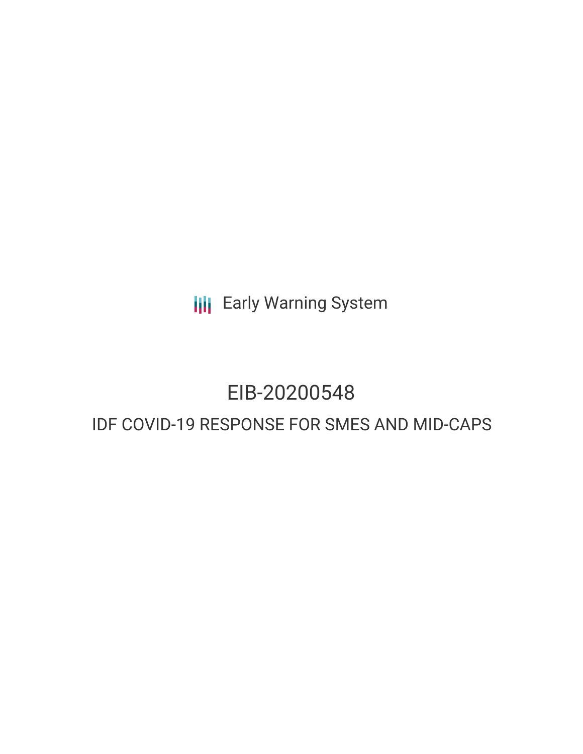Early Warning System

# EIB-20200548

## IDF COVID-19 RESPONSE FOR SMES AND MID-CAPS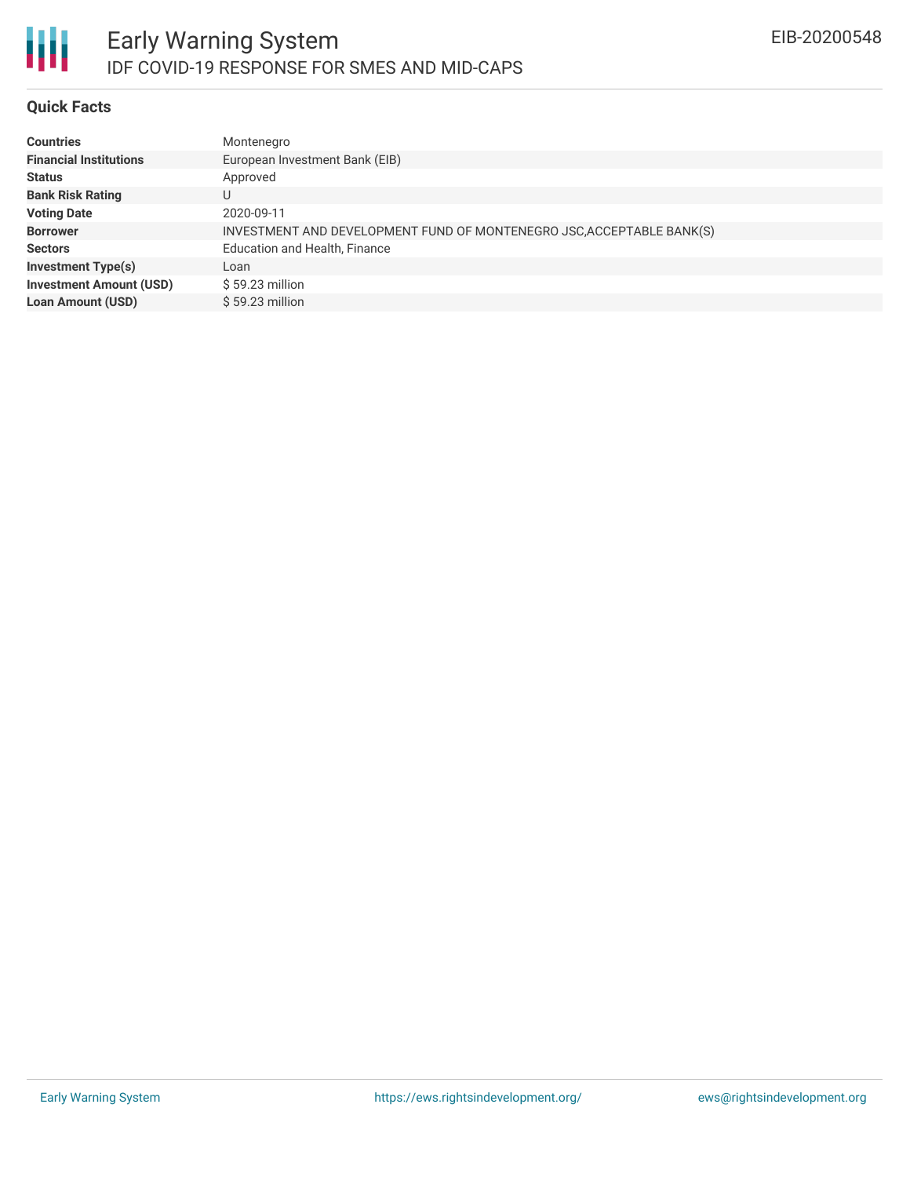# Early Warning System

## IDF COVID-19 RESPONSE FOR SMES AND MID-CAPS

EIB-20200548

### Quick Facts

| | |
|---|---|
| **Countries** | Montenegro |
| **Financial Institutions** | European Investment Bank (EIB) |
| **Status** | Approved |
| **Bank Risk Rating** | U |
| **Voting Date** | 2020-09-11 |
| **Borrower** | INVESTMENT AND DEVELOPMENT FUND OF MONTENEGRO JSC,ACCEPTABLE BANK(S) |
| **Sectors** | Education and Health, Finance |
| **Investment Type(s)** | Loan |
| **Investment Amount (USD)** | $ 59.23 million |
| **Loan Amount (USD)** | $ 59.23 million |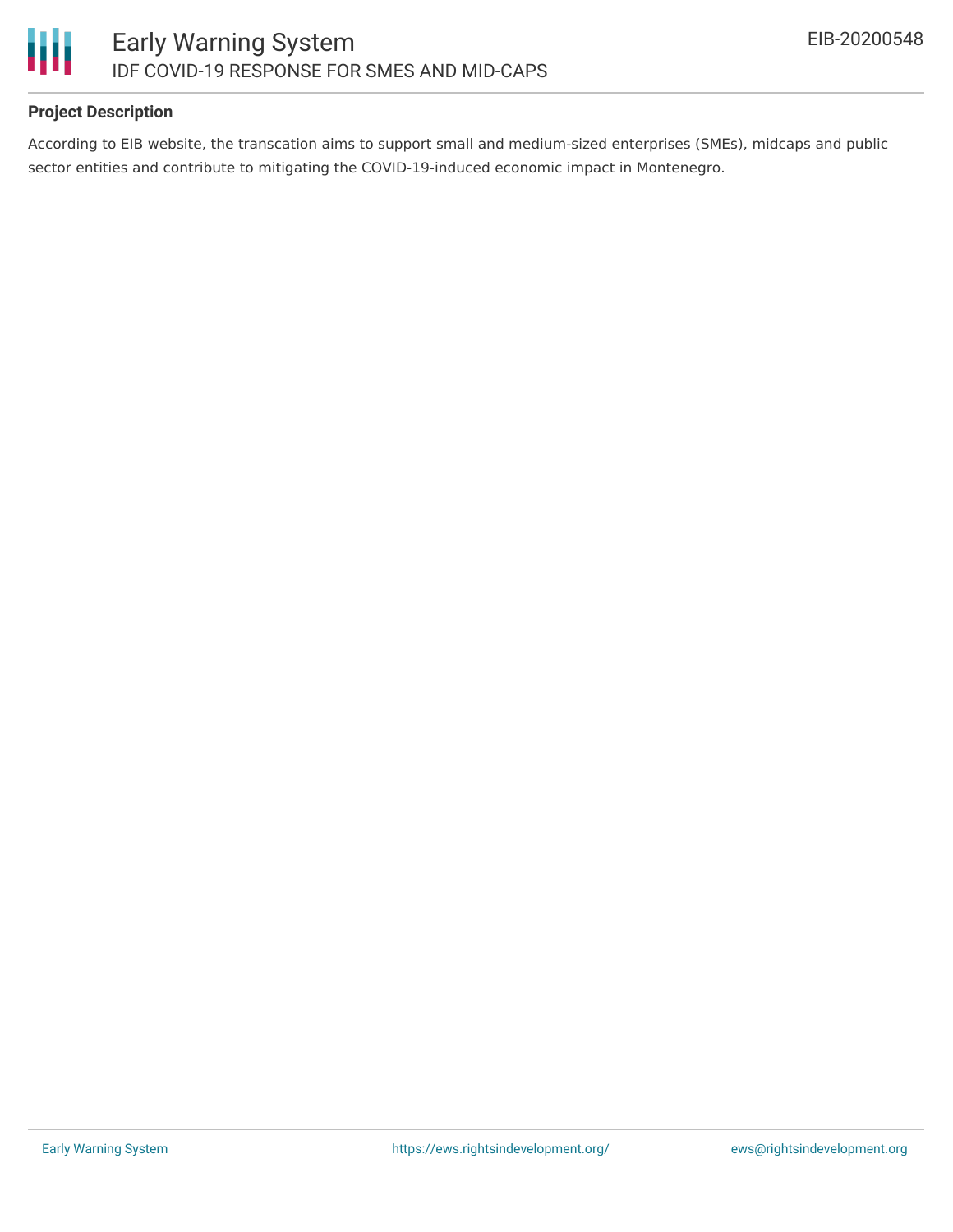**Project Description**

According to EIB website, the transcation aims to support small and medium-sized enterprises (SMEs), midcaps and public sector entities and contribute to mitigating the COVID-19-induced economic impact in Montenegro.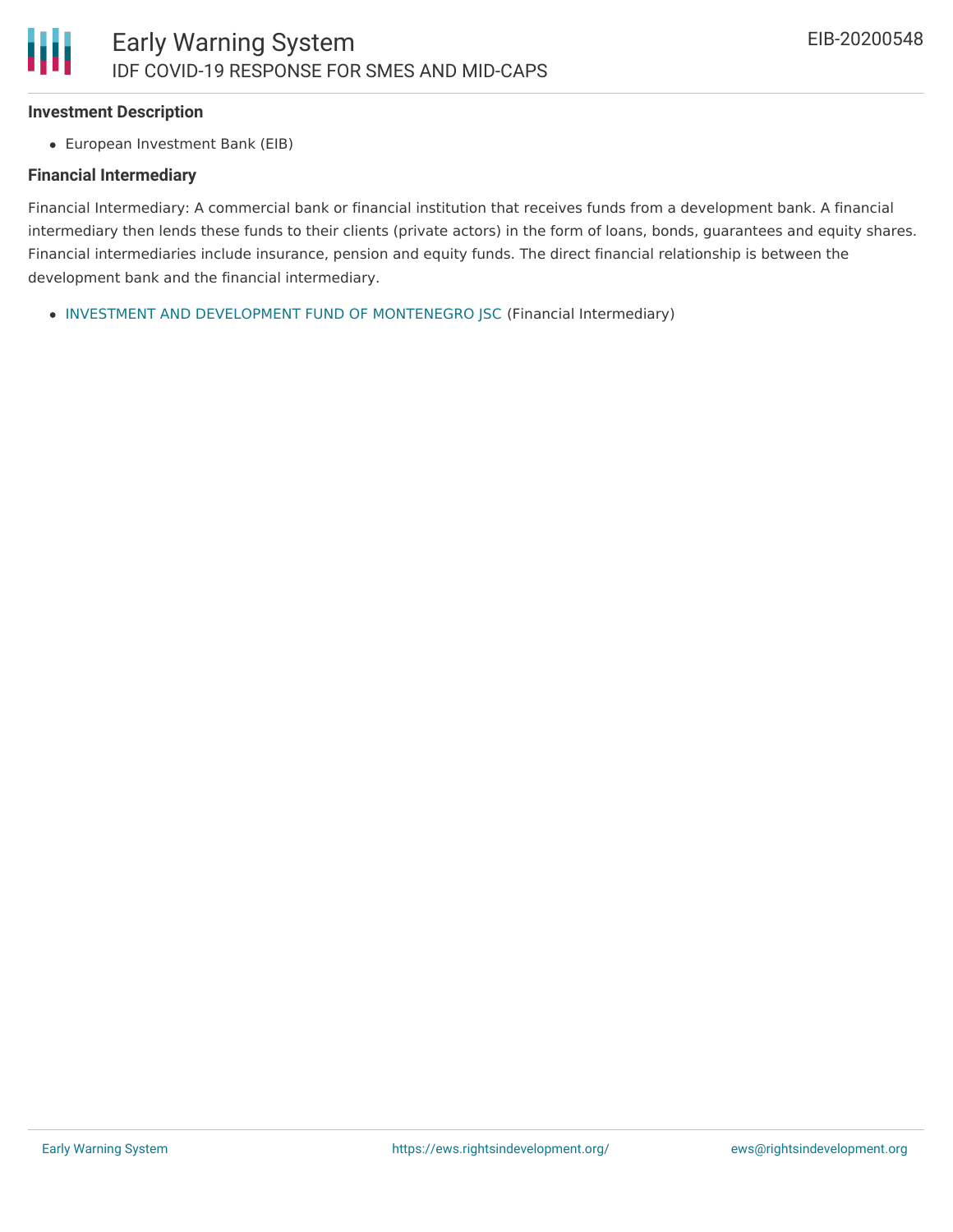### Investment Description

- European Investment Bank (EIB)

### Financial Intermediary

Financial Intermediary: A commercial bank or financial institution that receives funds from a development bank. A financial intermediary then lends these funds to their clients (private actors) in the form of loans, bonds, guarantees and equity shares. Financial intermediaries include insurance, pension and equity funds. The direct financial relationship is between the development bank and the financial intermediary.

- INVESTMENT AND DEVELOPMENT FUND OF MONTENEGRO JSC (Financial Intermediary)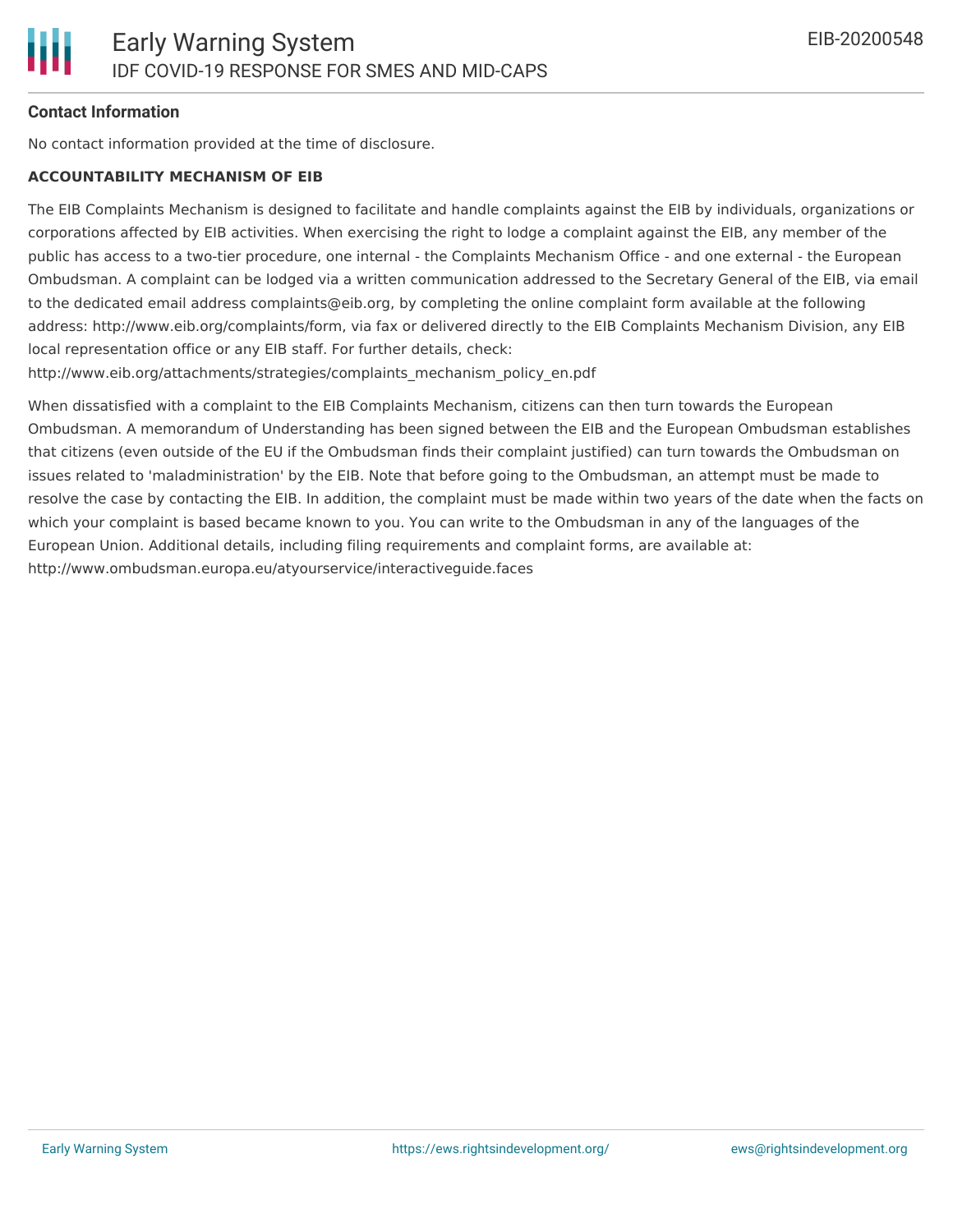**Contact Information**

No contact information provided at the time of disclosure.

**ACCOUNTABILITY MECHANISM OF EIB**

The EIB Complaints Mechanism is designed to facilitate and handle complaints against the EIB by individuals, organizations or corporations affected by EIB activities. When exercising the right to lodge a complaint against the EIB, any member of the public has access to a two-tier procedure, one internal - the Complaints Mechanism Office - and one external - the European Ombudsman. A complaint can be lodged via a written communication addressed to the Secretary General of the EIB, via email to the dedicated email address complaints@eib.org, by completing the online complaint form available at the following address: http://www.eib.org/complaints/form, via fax or delivered directly to the EIB Complaints Mechanism Division, any EIB local representation office or any EIB staff. For further details, check: http://www.eib.org/attachments/strategies/complaints_mechanism_policy_en.pdf

When dissatisfied with a complaint to the EIB Complaints Mechanism, citizens can then turn towards the European Ombudsman. A memorandum of Understanding has been signed between the EIB and the European Ombudsman establishes that citizens (even outside of the EU if the Ombudsman finds their complaint justified) can turn towards the Ombudsman on issues related to 'maladministration' by the EIB. Note that before going to the Ombudsman, an attempt must be made to resolve the case by contacting the EIB. In addition, the complaint must be made within two years of the date when the facts on which your complaint is based became known to you. You can write to the Ombudsman in any of the languages of the European Union. Additional details, including filing requirements and complaint forms, are available at: http://www.ombudsman.europa.eu/atyourservice/interactiveguide.faces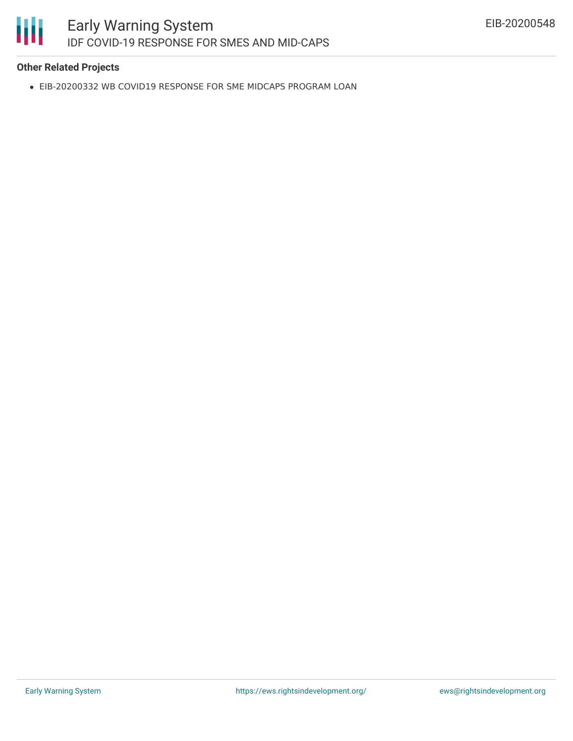**Other Related Projects**

- EIB-20200332 WB COVID19 RESPONSE FOR SME MIDCAPS PROGRAM LOAN